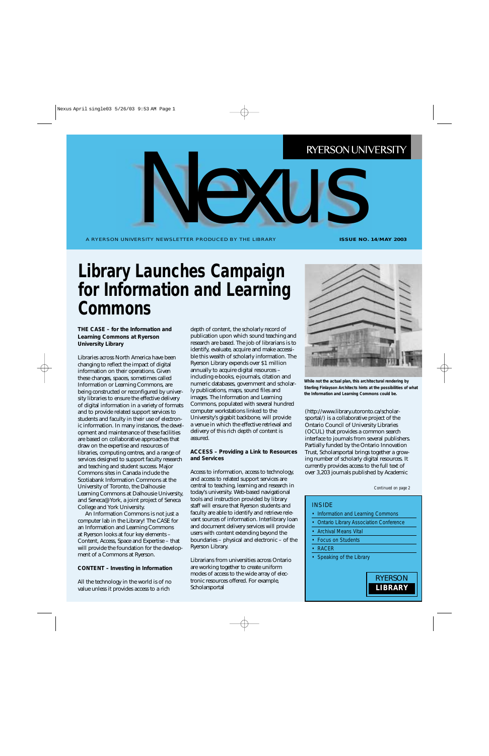RYERSON UNIVERSITY

# Nexus

A RYERSON UNIVERSITY NEWSLETTER PRODUCED BY THE LIBRARY

**ISSUE NO. 14/MAY 2003**

# Library Launches Campaign for Information and Learning Commons

**THE CASE – for the Information and Learning Commons at Ryerson University Library**

Libraries across North America have been changing to reflect the impact of digital information on their operations. Given these changes, spaces, sometimes called Information or Learning Commons, are being constructed or reconfigured by university libraries to ensure the effective delivery of digital information in a variety of formats and to provide related support services to students and faculty in their use of electronic information. In many instances, the development and maintenance of these facilities are based on collaborative approaches that draw on the expertise and resources of libraries, computing centres, and a range of services designed to support faculty research and teaching and student success. Major Commons sites in Canada include the Scotiabank Information Commons at the University of Toronto, the Dalhousie Learning Commons at Dalhousie University, and Seneca@York, a joint project of Seneca College and York University.

An Information Commons is not just a computer lab in the Library! The CASE for an Information and Learning Commons at Ryerson looks at four key elements – Content, Access, Space and Expertise – that will provide the foundation for the development of a Commons at Ryerson.

**CONTENT – Investing in Information**

All the technology in the world is of no value unless it provides access to a rich depth of content, the scholarly record of publication upon which sound teaching and research are based. The job of librarians is to identify, evaluate, acquire and make accessible this wealth of scholarly information. The Ryerson Library expends over $1 million annually to acquire digital resources – including e-books, e-journals, citation and numeric databases, government and scholarly publications, maps, sound files and images. The Information and Learning Commons, populated with several hundred computer workstations linked to the University's gigabit backbone, will provide a venue in which the effective retrieval and delivery of this rich depth of content is assured.

**ACCESS – Providing a Link to Resources and Services**

Access to information, access to technology, and access to related support services are central to teaching, learning and research in today's university. Web-based navigational tools and instruction provided by library staff will ensure that Ryerson students and faculty are able to identify and retrieve relevant sources of information. Interlibrary loan and document delivery services will provide users with content extending beyond the boundaries – physical and electronic – of the Ryerson Library.

Librarians from universities across Ontario are working together to create uniform modes of access to the wide array of electronic resources offered. For example, Scholarsportal (http://www.library.utoronto.ca/scholarsportal/) is a collaborative project of the Ontario Council of University Libraries (OCUL) that provides a common search interface to journals from several publishers. Partially funded by the Ontario Innovation Trust, Scholarsportal brings together a growing number of scholarly digital resources. It currently provides access to the full text of over 3,203 journals published by Academic

*Continued on page 2*

**While not the actual plan, this architectural rendering by Sterling Finlayson Architects hints at the possibilities of what the Information and Learning Commons could be.**

**INSIDE**

- Information and Learning Commons
- Ontario Library Association Conference
- Archival Means Vital
- Focus on Students
- RACER
- Speaking of the Library

RYERSON **LIBRARY**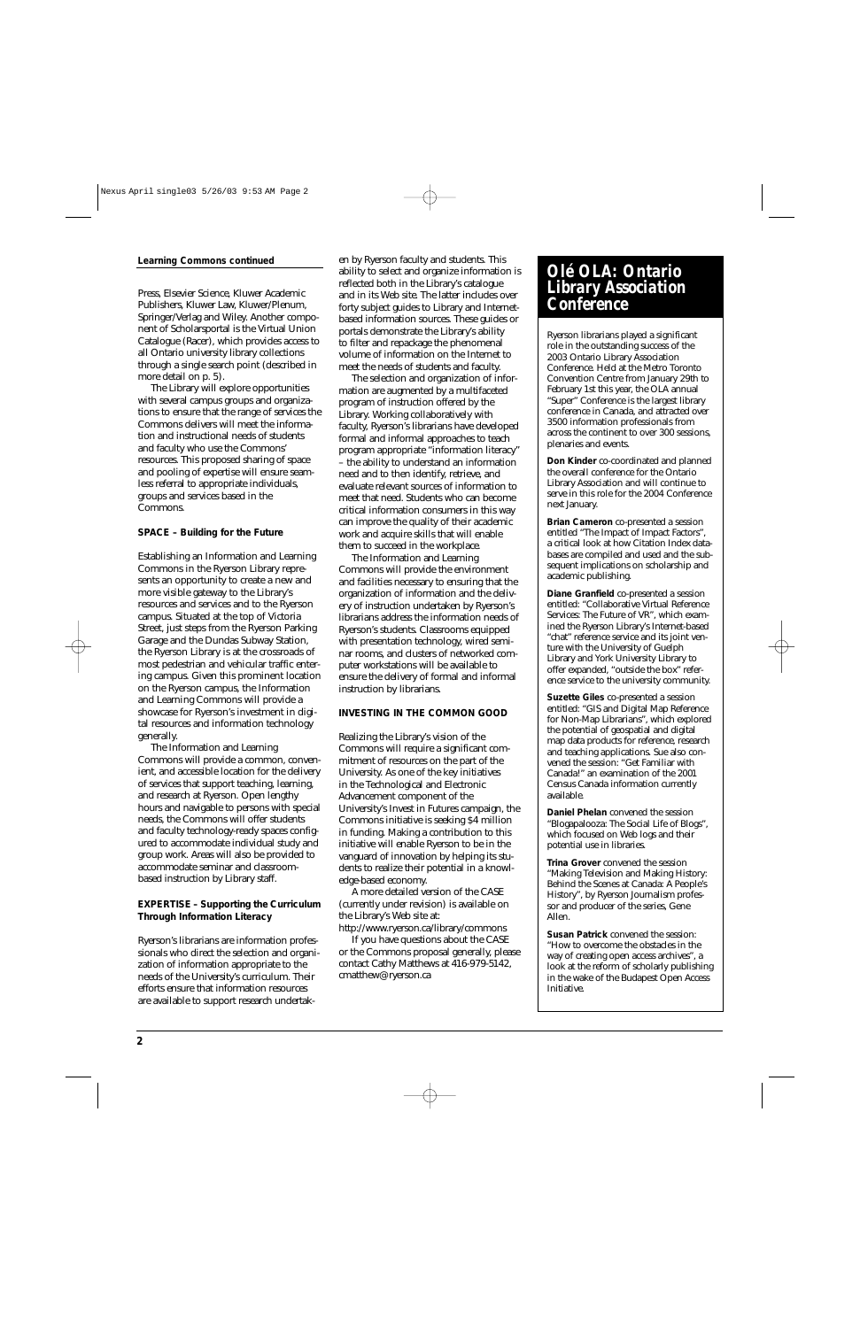**Learning Commons continued**

Press, Elsevier Science, Kluwer Academic Publishers, Kluwer Law, Kluwer/Plenum, Springer/Verlag and Wiley. Another component of Scholarsportal is the Virtual Union Catalogue (Racer), which provides access to all Ontario university library collections through a single search point (described in more detail on p. 5).

The Library will explore opportunities with several campus groups and organizations to ensure that the range of services the Commons delivers will meet the information and instructional needs of students and faculty who use the Commons' resources. This proposed sharing of space and pooling of expertise will ensure seamless referral to appropriate individuals, groups and services based in the Commons.

**SPACE – Building for the Future**

Establishing an Information and Learning Commons in the Ryerson Library represents an opportunity to create a new and more visible gateway to the Library's resources and services and to the Ryerson campus. Situated at the top of Victoria Street, just steps from the Ryerson Parking Garage and the Dundas Subway Station, the Ryerson Library is at the crossroads of most pedestrian and vehicular traffic entering campus. Given this prominent location on the Ryerson campus, the Information and Learning Commons will provide a showcase for Ryerson's investment in digital resources and information technology generally.

The Information and Learning Commons will provide a common, convenient, and accessible location for the delivery of services that support teaching, learning, and research at Ryerson. Open lengthy hours and navigable to persons with special needs, the Commons will offer students and faculty technology-ready spaces configured to accommodate individual study and group work. Areas will also be provided to accommodate seminar and classroom-based instruction by Library staff.

**EXPERTISE – Supporting the Curriculum Through Information Literacy**

Ryerson's librarians are information professionals who direct the selection and organization of information appropriate to the needs of the University's curriculum. Their efforts ensure that information resources are available to support research undertaken by Ryerson faculty and students. This ability to select and organize information is reflected both in the Library's catalogue and in its Web site. The latter includes over forty subject guides to Library and Internet-based information sources. These guides or portals demonstrate the Library's ability to filter and repackage the phenomenal volume of information on the Internet to meet the needs of students and faculty.

The selection and organization of information are augmented by a multifaceted program of instruction offered by the Library. Working collaboratively with faculty, Ryerson's librarians have developed formal and informal approaches to teach program appropriate "information literacy" – the ability to understand an information need and to then identify, retrieve, and evaluate relevant sources of information to meet that need. Students who can become critical information consumers in this way can improve the quality of their academic work and acquire skills that will enable them to succeed in the workplace.

The Information and Learning Commons will provide the environment and facilities necessary to ensuring that the organization of information and the delivery of instruction undertaken by Ryerson's librarians address the information needs of Ryerson's students. Classrooms equipped with presentation technology, wired seminar rooms, and clusters of networked computer workstations will be available to ensure the delivery of formal and informal instruction by librarians.

**INVESTING IN THE COMMON GOOD**

Realizing the Library's vision of the Commons will require a significant commitment of resources on the part of the University. As one of the key initiatives in the Technological and Electronic Advancement component of the University's Invest in Futures campaign, the Commons initiative is seeking $4 million in funding. Making a contribution to this initiative will enable Ryerson to be in the vanguard of innovation by helping its students to realize their potential in a knowledge-based economy.

A more detailed version of the CASE (currently under revision) is available on the Library's Web site at: http://www.ryerson.ca/library/commons

If you have questions about the CASE or the Commons proposal generally, please contact Cathy Matthews at 416-979-5142, cmatthew@ryerson.ca

## Olé OLA: Ontario Library Association Conference

Ryerson librarians played a significant role in the outstanding success of the 2003 Ontario Library Association Conference. Held at the Metro Toronto Convention Centre from January 29th to February 1st this year, the OLA annual "Super" Conference is the largest library conference in Canada, and attracted over 3500 information professionals from across the continent to over 300 sessions, plenaries and events.

**Don Kinder** co-coordinated and planned the overall conference for the Ontario Library Association and will continue to serve in this role for the 2004 Conference next January.

**Brian Cameron** co-presented a session entitled "The Impact of Impact Factors", a critical look at how Citation Index databases are compiled and used and the subsequent implications on scholarship and academic publishing.

**Diane Granfield** co-presented a session entitled: "Collaborative Virtual Reference Services: The Future of VR", which examined the Ryerson Library's Internet-based "chat" reference service and its joint venture with the University of Guelph Library and York University Library to offer expanded, "outside the box" reference service to the university community.

**Suzette Giles** co-presented a session entitled: "GIS and Digital Map Reference for Non-Map Librarians", which explored the potential of geospatial and digital map data products for reference, research and teaching applications. Sue also convened the session: "Get Familiar with Canada!" an examination of the 2001 Census Canada information currently available.

**Daniel Phelan** convened the session "Blogapalooza: The Social Life of Blogs", which focused on Web logs and their potential use in libraries.

**Trina Grover** convened the session "Making Television and Making History: Behind the Scenes at Canada: A People's History", by Ryerson Journalism professor and producer of the series, Gene Allen.

**Susan Patrick** convened the session: "How to overcome the obstacles in the way of creating open access archives", a look at the reform of scholarly publishing in the wake of the Budapest Open Access Initiative.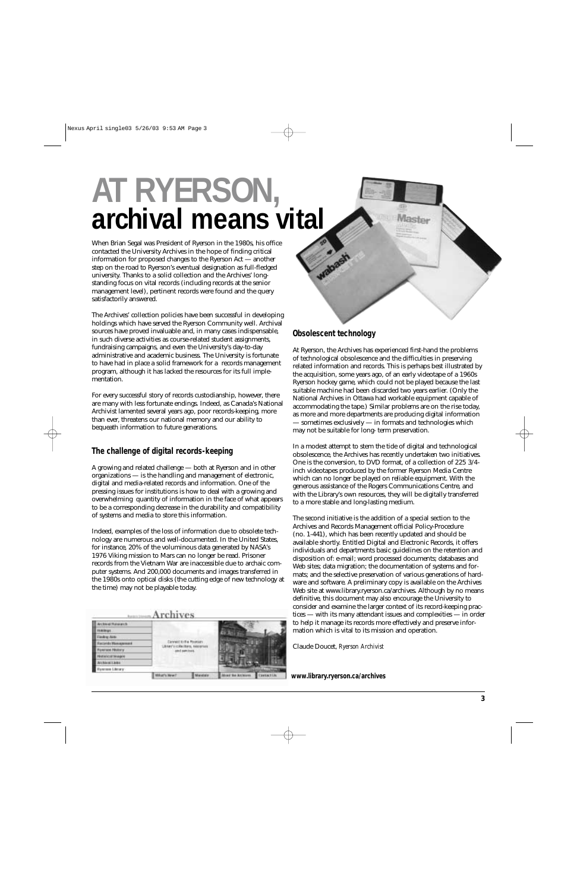# AT RYERSON, archival means vital

When Brian Segal was President of Ryerson in the 1980s, his office contacted the University Archives in the hope of finding critical information for proposed changes to the Ryerson Act — another step on the road to Ryerson's eventual designation as full-fledged university. Thanks to a solid collection and the Archives' long-standing focus on vital records (including records at the senior management level), pertinent records were found and the query satisfactorily answered.

The Archives' collection policies have been successful in developing holdings which have served the Ryerson Community well. Archival sources have proved invaluable and, in many cases indispensable, in such diverse activities as course-related student assignments, fundraising campaigns, and even the University's day-to-day administrative and academic business. The University is fortunate to have had in place a solid framework for a records management program, although it has lacked the resources for its full implementation.

For every successful story of records custodianship, however, there are many with less fortunate endings. Indeed, as Canada's National Archivist lamented several years ago, poor records-keeping, more than ever, threatens our national memory and our ability to bequeath information to future generations.

## The challenge of digital records-keeping

A growing and related challenge — both at Ryerson and in other organizations — is the handling and management of electronic, digital and media-related records and information. One of the pressing issues for institutions is how to deal with a growing and overwhelming quantity of information in the face of what appears to be a corresponding decrease in the durability and compatibility of systems and media to store this information.

Indeed, examples of the loss of information due to obsolete technology are numerous and well-documented. In the United States, for instance, 20% of the voluminous data generated by NASA's 1976 Viking mission to Mars can no longer be read. Prisoner records from the Vietnam War are inaccessible due to archaic computer systems. And 200,000 documents and images transferred in the 1980s onto optical disks (the cutting edge of new technology at the time) may not be playable today.

## Obsolescent technology

At Ryerson, the Archives has experienced first-hand the problems of technological obsolescence and the difficulties in preserving related information and records. This is perhaps best illustrated by the acquisition, some years ago, of an early videotape of a 1960s Ryerson hockey game, which could not be played because the last suitable machine had been discarded two years earlier. (Only the National Archives in Ottawa had workable equipment capable of accommodating the tape.) Similar problems are on the rise today, as more and more departments are producing digital information — sometimes exclusively — in formats and technologies which may not be suitable for long- term preservation.

In a modest attempt to stem the tide of digital and technological obsolescence, the Archives has recently undertaken two initiatives. One is the conversion, to DVD format, of a collection of 225 3/4-inch videotapes produced by the former Ryerson Media Centre which can no longer be played on reliable equipment. With the generous assistance of the Rogers Communications Centre, and with the Library's own resources, they will be digitally transferred to a more stable and long-lasting medium.

The second initiative is the addition of a special section to the Archives and Records Management official Policy-Procedure (no. 1-441), which has been recently updated and should be available shortly. Entitled Digital and Electronic Records, it offers individuals and departments basic guidelines on the retention and disposition of: e-mail; word processed documents; databases and Web sites; data migration; the documentation of systems and formats; and the selective preservation of various generations of hardware and software. A preliminary copy is available on the Archives Web site at www.library.ryerson.ca/archives. Although by no means definitive, this document may also encourage the University to consider and examine the larger context of its record-keeping practices — with its many attendant issues and complexities — in order to help it manage its records more effectively and preserve information which is vital to its mission and operation.

Claude Doucet, *Ryerson Archivist*

**www.library.ryerson.ca/archives**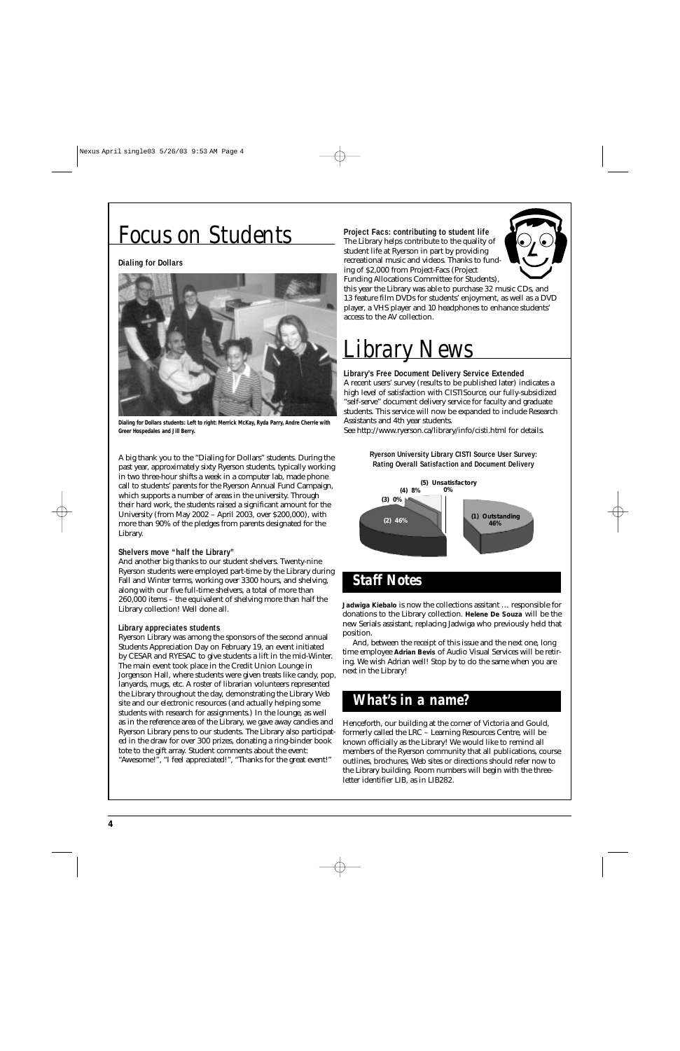# Focus on Students

### Dialing for Dollars

Dialing for Dollars students: Left to right: Merrick McKay, Ryda Parry, Andre Cherrie with Greer Hospedales and Jill Berry.

A big thank you to the "Dialing for Dollars" students. During the past year, approximately sixty Ryerson students, typically working in two three-hour shifts a week in a computer lab, made phone call to students' parents for the Ryerson Annual Fund Campaign, which supports a number of areas in the university. Through their hard work, the students raised a significant amount for the University (from May 2002 – April 2003, over $200,000), with more than 90% of the pledges from parents designated for the Library.

### Shelvers move "half the Library"

And another big thanks to our student shelvers. Twenty-nine Ryerson students were employed part-time by the Library during Fall and Winter terms, working over 3300 hours, and shelving, along with our five full-time shelvers, a total of more than 260,000 items – the equivalent of shelving more than half the Library collection! Well done all.

### Library appreciates students

Ryerson Library was among the sponsors of the second annual Students Appreciation Day on February 19, an event initiated by CESAR and RYESAC to give students a lift in the mid-Winter. The main event took place in the Credit Union Lounge in Jorgenson Hall, where students were given treats like candy, pop, lanyards, mugs, etc. A roster of librarian volunteers represented the Library throughout the day, demonstrating the Library Web site and our electronic resources (and actually helping some students with research for assignments.) In the lounge, as well as in the reference area of the Library, we gave away candies and Ryerson Library pens to our students. The Library also participated in the draw for over 300 prizes, donating a ring-binder book tote to the gift array. Student comments about the event: "Awesome!", "I feel appreciated!", "Thanks for the great event!"

### Project Facs: contributing to student life

The Library helps contribute to the quality of student life at Ryerson in part by providing recreational music and videos. Thanks to funding of $2,000 from Project-Facs (Project Funding Allocations Committee for Students), this year the Library was able to purchase 32 music CDs, and 13 feature film DVDs for students' enjoyment, as well as a DVD player, a VHS player and 10 headphones to enhance students' access to the AV collection.

# Library News

### Library's Free Document Delivery Service Extended

A recent users' survey (results to be published later) indicates a high level of satisfaction with CISTISource, our fully-subsidized "self-serve" document delivery service for faculty and graduate students. This service will now be expanded to include Research Assistants and 4th year students.
See http://www.ryerson.ca/library/info/cisti.html for details.

**Ryerson University Library CISTI Source User Survey: Rating Overall Satisfaction and Document Delivery**

| Rating | Percentage |
|---|---|
| (1) Outstanding | 46% |
| (2) | 46% |
| (3) | 0% |
| (4) | 8% |
| (5) Unsatisfactory | 0% |

## Staff Notes

**Jadwiga Kiebalo** is now the collections assitant … responsible for donations to the Library collection. **Helene De Souza** will be the new Serials assistant, replacing Jadwiga who previously held that position.

And, between the receipt of this issue and the next one, long time employee **Adrian Bevis** of Audio Visual Services will be retiring. We wish Adrian well! Stop by to do the same when you are next in the Library!

## What's in a name?

Henceforth, our building at the corner of Victoria and Gould, formerly called the LRC – Learning Resources Centre, will be known officially as the Library! We would like to remind all members of the Ryerson community that all publications, course outlines, brochures, Web sites or directions should refer now to the Library building. Room numbers will begin with the three-letter identifier LIB, as in LIB282.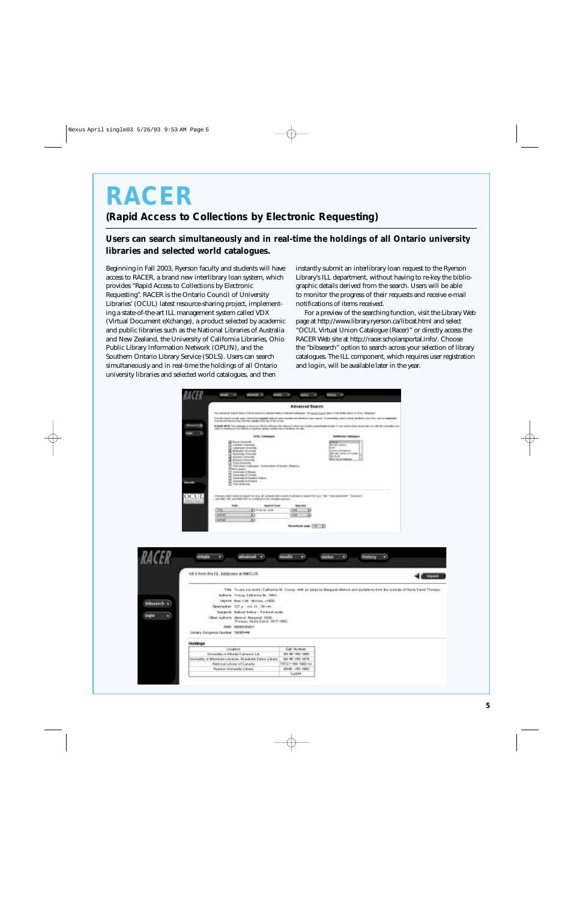# RACER

## (Rapid Access to Collections by Electronic Requesting)

**Users can search simultaneously and in real-time the holdings of all Ontario university libraries and selected world catalogues.**

Beginning in Fall 2003, Ryerson faculty and students will have access to RACER, a brand new interlibrary loan system, which provides "Rapid Access to Collections by Electronic Requesting". RACER is the Ontario Council of University Libraries' (OCUL) latest resource-sharing project, implementing a state-of-the-art ILL management system called VDX (Virtual Document eXchange), a product selected by academic and public libraries such as the National Libraries of Australia and New Zealand, the University of California Libraries, Ohio Public Library Information Network (OPLIN), and the Southern Ontario Library Service (SOLS). Users can search simultaneously and in real-time the holdings of all Ontario university libraries and selected world catalogues, and then instantly submit an interlibrary loan request to the Ryerson Library's ILL department, without having to re-key the bibliographic details derived from the search. Users will be able to monitor the progress of their requests and receive e-mail notifications of items received.

For a preview of the searching function, visit the Library Web page at http://www.library.ryerson.ca/libcat.html and select "OCUL Virtual Union Catalogue (Racer)" or directly access the RACER Web site at http://racer.scholarsportal.info/. Choose the "bibsearch" option to search across your selection of library catalogues. The ILL component, which requires user registration and log-in, will be available later in the year.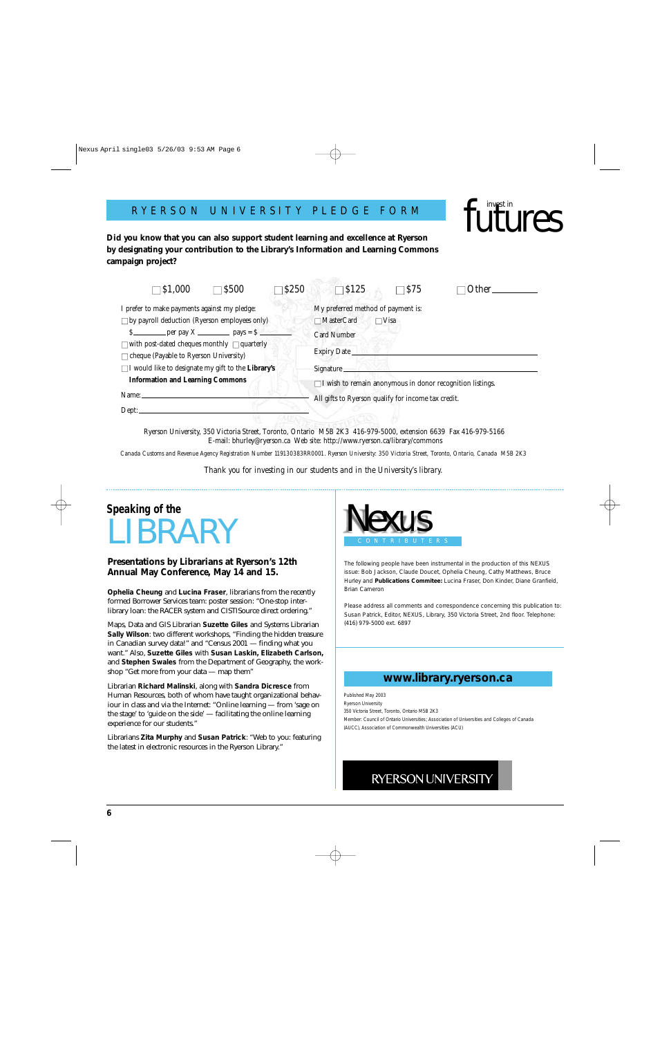## RYERSON UNIVERSITY PLEDGE FORM

invest in futures

**Did you know that you can also support student learning and excellence at Ryerson by designating your contribution to the Library's Information and Learning Commons campaign project?**

☐ $1,000 ☐ $500 ☐ $250 ☐ $125 ☐ $75 ☐ Other ________

I prefer to make payments against my pledge:

☐ by payroll deduction (Ryerson employees only)

$________ per pay X ________ pays = $ ________

☐ with post-dated cheques monthly ☐ quarterly

☐ cheque (Payable to Ryerson University)

☐ I would like to designate my gift to the **Library's Information and Learning Commons**

Name: ________________________

Dept: ________________________

My preferred method of payment is:

☐ MasterCard ☐ Visa

Card Number

Expiry Date ________________________

Signature ________________________

☐ I wish to remain anonymous in donor recognition listings.

All gifts to Ryerson qualify for income tax credit.

Ryerson University, 350 Victoria Street, Toronto, Ontario M5B 2K3 416-979-5000, extension 6639 Fax 416-979-5166
E-mail: bhurley@ryerson.ca Web site: http://www.ryerson.ca/library/commons

Canada Customs and Revenue Agency Registration Number 119130383RR0001. Ryerson University: 350 Victoria Street, Toronto, Ontario, Canada M5B 2K3

Thank you for investing in our students and in the University's library.

---

## Speaking of the LIBRARY

### Presentations by Librarians at Ryerson's 12th Annual May Conference, May 14 and 15.

**Ophelia Cheung** and **Lucina Fraser**, librarians from the recently formed Borrower Services team: poster session: "One-stop inter-library loan: the RACER system and CISTISource direct ordering."

Maps, Data and GIS Librarian **Suzette Giles** and Systems Librarian **Sally Wilson**: two different workshops, "Finding the hidden treasure in Canadian survey data!" and "Census 2001 — finding what you want." Also, **Suzette Giles** with **Susan Laskin, Elizabeth Carlson,** and **Stephen Swales** from the Department of Geography, the workshop "Get more from your data — map them"

Librarian **Richard Malinski**, along with **Sandra Dicresce** from Human Resources, both of whom have taught organizational behaviour in class and via the Internet: "Online learning — from 'sage on the stage' to 'guide on the side' — facilitating the online learning experience for our students."

Librarians **Zita Murphy** and **Susan Patrick**: "Web to you: featuring the latest in electronic resources in the Ryerson Library."

## Nexus CONTRIBUTERS

The following people have been instrumental in the production of this NEXUS issue: Bob Jackson, Claude Doucet, Ophelia Cheung, Cathy Matthews, Bruce Hurley and **Publications Commitee:** Lucina Fraser, Don Kinder, Diane Granfield, Brian Cameron

Please address all comments and correspondence concerning this publication to: Susan Patrick, Editor, NEXUS, Library, 350 Victoria Street, 2nd floor. Telephone: (416) 979-5000 ext. 6897

**www.library.ryerson.ca**

Published May 2003
Ryerson University
350 Victoria Street, Toronto, Ontario M5B 2K3
Member: Council of Ontario Universities; Association of Universities and Colleges of Canada (AUCC), Association of Commonwealth Universities (ACU)

RYERSON UNIVERSITY